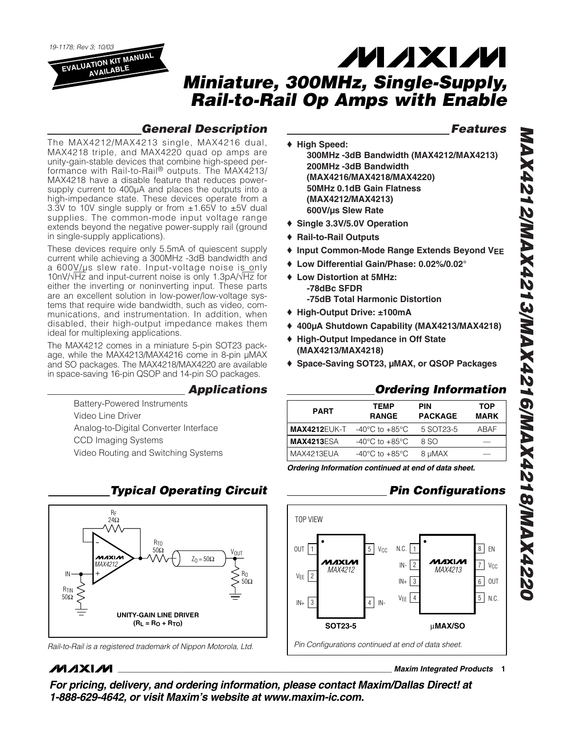19-1178; Rev 3; 10/03

EVALUATION KIT MANUAL AVAILABLE

# Miniature, 300MHz, Single-Supply, Rail-to-Rail Op Amps with Enable

## General Description

The MAX4212/MAX4213 single, MAX4216 dual, MAX4218 triple, and MAX4220 quad op amps are unity-gain-stable devices that combine high-speed performance with Rail-to-Rail® outputs. The MAX4213/MAX4218 have a disable feature that reduces power-supply current to 400µA and places the outputs into a high-impedance state. These devices operate from a 3.3V to 10V single supply or from ±1.65V to ±5V dual supplies. The common-mode input voltage range extends beyond the negative power-supply rail (ground in single-supply applications).

These devices require only 5.5mA of quiescent supply current while achieving a 300MHz -3dB bandwidth and a 600V/µs slew rate. Input-voltage noise is only 10nV/√Hz and input-current noise is only 1.3pA/√Hz for either the inverting or noninverting input. These parts are an excellent solution in low-power/low-voltage systems that require wide bandwidth, such as video, communications, and instrumentation. In addition, when disabled, their high-output impedance makes them ideal for multiplexing applications.

The MAX4212 comes in a miniature 5-pin SOT23 package, while the MAX4213/MAX4216 come in 8-pin µMAX and SO packages. The MAX4218/MAX4220 are available in space-saving 16-pin QSOP and 14-pin SO packages.

## Applications

- Battery-Powered Instruments
- Video Line Driver
- Analog-to-Digital Converter Interface
- CCD Imaging Systems
- Video Routing and Switching Systems

## Typical Operating Circuit

MAX4212 UNITY-GAIN LINE DRIVER ($R_L = R_O + R_{TO}$), $R_F$ = 24Ω, $R_{TO}$ = 50Ω, $Z_O$ = 50Ω, $R_O$ = 50Ω, $R_{TIN}$ = 50Ω, IN, $V_{OUT}$

*Rail-to-Rail is a registered trademark of Nippon Motorola, Ltd.*

## Features

- ♦ **High Speed:**
  - **300MHz -3dB Bandwidth (MAX4212/MAX4213)**
  - **200MHz -3dB Bandwidth (MAX4216/MAX4218/MAX4220)**
  - **50MHz 0.1dB Gain Flatness (MAX4212/MAX4213)**
  - **600V/µs Slew Rate**
- ♦ **Single 3.3V/5.0V Operation**
- ♦ **Rail-to-Rail Outputs**
- ♦ **Input Common-Mode Range Extends Beyond $V_{EE}$**
- ♦ **Low Differential Gain/Phase: 0.02%/0.02°**
- ♦ **Low Distortion at 5MHz:**
  - **-78dBc SFDR**
  - **-75dB Total Harmonic Distortion**
- ♦ **High-Output Drive: ±100mA**
- ♦ **400µA Shutdown Capability (MAX4213/MAX4218)**
- ♦ **High-Output Impedance in Off State (MAX4213/MAX4218)**
- ♦ **Space-Saving SOT23, µMAX, or QSOP Packages**

## Ordering Information

| PART | TEMP RANGE | PIN PACKAGE | TOP MARK |
|---|---|---|---|
| **MAX4212**EUK-T | -40°C to +85°C | 5 SOT23-5 | ABAF |
| **MAX4213**ESA | -40°C to +85°C | 8 SO | — |
| MAX4213EUA | -40°C to +85°C | 8 µMAX | — |

*Ordering Information continued at end of data sheet.*

## Pin Configurations

TOP VIEW

MAX4212 (SOT23-5): 1 OUT, 2 $V_{EE}$, 3 IN+, 4 IN-, 5 $V_{CC}$

MAX4213 (µMAX/SO): 1 N.C., 2 IN-, 3 IN+, 4 $V_{EE}$, 5 N.C., 6 OUT, 7 $V_{CC}$, 8 EN

*Pin Configurations continued at end of data sheet.*

**For pricing, delivery, and ordering information, please contact Maxim/Dallas Direct! at 1-888-629-4642, or visit Maxim's website at www.maxim-ic.com.**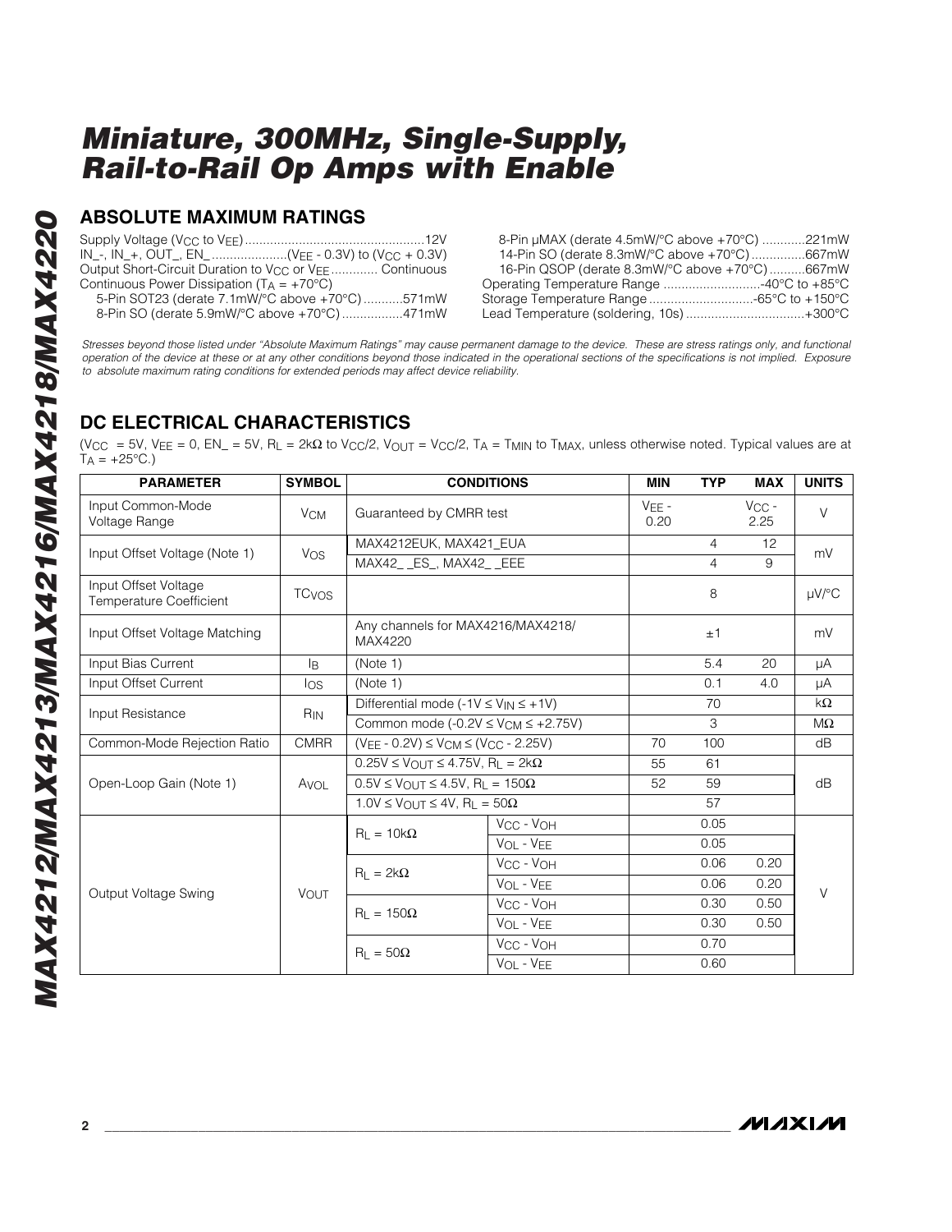# Miniature, 300MHz, Single-Supply, Rail-to-Rail Op Amps with Enable

## ABSOLUTE MAXIMUM RATINGS

Supply Voltage ($V_{CC}$ to $V_{EE}$) ....12V
IN_-, IN_+, OUT_, EN_ ....($V_{EE}$ - 0.3V) to ($V_{CC}$ + 0.3V)
Output Short-Circuit Duration to $V_{CC}$ or $V_{EE}$ .... Continuous
Continuous Power Dissipation ($T_A$ = +70°C)
5-Pin SOT23 (derate 7.1mW/°C above +70°C) ....571mW
8-Pin SO (derate 5.9mW/°C above +70°C) ....471mW
8-Pin µMAX (derate 4.5mW/°C above +70°C) ....221mW
14-Pin SO (derate 8.3mW/°C above +70°C) ....667mW
16-Pin QSOP (derate 8.3mW/°C above +70°C) ....667mW
Operating Temperature Range ....-40°C to +85°C
Storage Temperature Range ....-65°C to +150°C
Lead Temperature (soldering, 10s) ....+300°C

*Stresses beyond those listed under "Absolute Maximum Ratings" may cause permanent damage to the device. These are stress ratings only, and functional operation of the device at these or at any other conditions beyond those indicated in the operational sections of the specifications is not implied. Exposure to absolute maximum rating conditions for extended periods may affect device reliability.*

## DC ELECTRICAL CHARACTERISTICS

($V_{CC}$ = 5V, $V_{EE}$ = 0, EN_ = 5V, $R_L$ = 2kΩ to $V_{CC}/2$, $V_{OUT}$ = $V_{CC}/2$, $T_A$ = $T_{MIN}$ to $T_{MAX}$, unless otherwise noted. Typical values are at $T_A$ = +25°C.)

| PARAMETER | SYMBOL | CONDITIONS | | MIN | TYP | MAX | UNITS |
|---|---|---|---|---|---|---|---|
| Input Common-Mode Voltage Range | $V_{CM}$ | Guaranteed by CMRR test | | $V_{EE}$ - 0.20 | | $V_{CC}$ - 2.25 | V |
| Input Offset Voltage (Note 1) | $V_{OS}$ | MAX4212EUK, MAX421_EUA | | | 4 | 12 | mV |
| | | MAX42_ _ES_, MAX42_ _EEE | | | 4 | 9 | |
| Input Offset Voltage Temperature Coefficient | $TC_{VOS}$ | | | | 8 | | µV/°C |
| Input Offset Voltage Matching | | Any channels for MAX4216/MAX4218/MAX4220 | | | ±1 | | mV |
| Input Bias Current | $I_B$ | (Note 1) | | | 5.4 | 20 | µA |
| Input Offset Current | $I_{OS}$ | (Note 1) | | | 0.1 | 4.0 | µA |
| Input Resistance | $R_{IN}$ | Differential mode (-1V ≤ $V_{IN}$ ≤ +1V) | | | 70 | | kΩ |
| | | Common mode (-0.2V ≤ $V_{CM}$ ≤ +2.75V) | | | 3 | | MΩ |
| Common-Mode Rejection Ratio | CMRR | ($V_{EE}$ - 0.2V) ≤ $V_{CM}$ ≤ ($V_{CC}$ - 2.25V) | | 70 | 100 | | dB |
| Open-Loop Gain (Note 1) | $A_{VOL}$ | 0.25V ≤ $V_{OUT}$ ≤ 4.75V, $R_L$ = 2kΩ | | 55 | 61 | | dB |
| | | 0.5V ≤ $V_{OUT}$ ≤ 4.5V, $R_L$ = 150Ω | | 52 | 59 | | |
| | | 1.0V ≤ $V_{OUT}$ ≤ 4V, $R_L$ = 50Ω | | | 57 | | |
| Output Voltage Swing | $V_{OUT}$ | $R_L$ = 10kΩ | $V_{CC}$ - $V_{OH}$ | | 0.05 | | V |
| | | | $V_{OL}$ - $V_{EE}$ | | 0.05 | | |
| | | $R_L$ = 2kΩ | $V_{CC}$ - $V_{OH}$ | | 0.06 | 0.20 | |
| | | | $V_{OL}$ - $V_{EE}$ | | 0.06 | 0.20 | |
| | | $R_L$ = 150Ω | $V_{CC}$ - $V_{OH}$ | | 0.30 | 0.50 | |
| | | | $V_{OL}$ - $V_{EE}$ | | 0.30 | 0.50 | |
| | | $R_L$ = 50Ω | $V_{CC}$ - $V_{OH}$ | | 0.70 | | |
| | | | $V_{OL}$ - $V_{EE}$ | | 0.60 | | |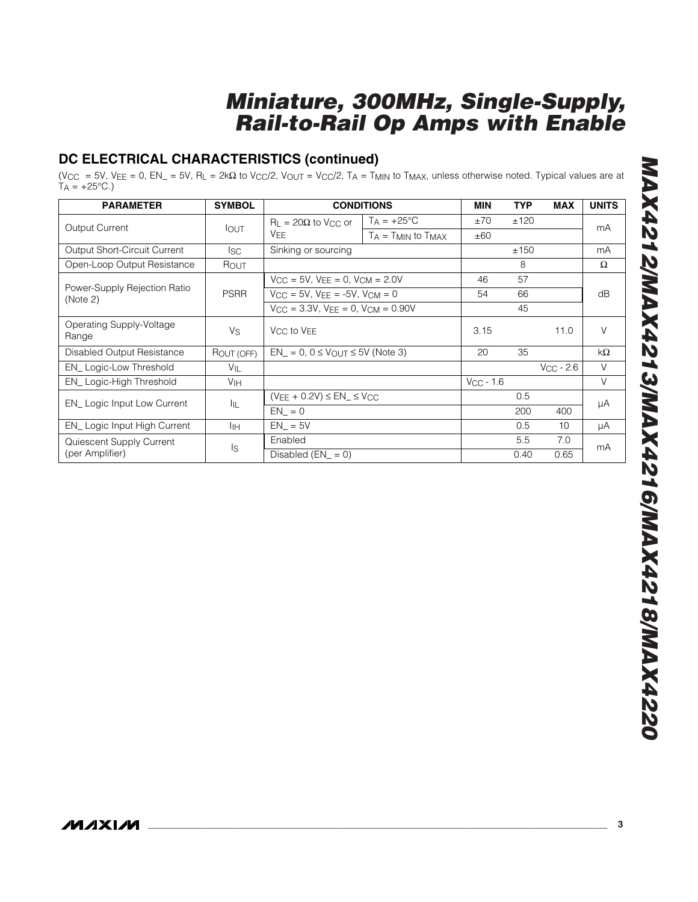## DC ELECTRICAL CHARACTERISTICS (continued)

($V_{CC}$ = 5V, $V_{EE}$ = 0, EN_ = 5V, $R_L$ = 2kΩ to $V_{CC}/2$, $V_{OUT}$ = $V_{CC}/2$, $T_A$ = $T_{MIN}$ to $T_{MAX}$, unless otherwise noted. Typical values are at $T_A$ = +25°C.)

| PARAMETER | SYMBOL | CONDITIONS | | MIN | TYP | MAX | UNITS |
|---|---|---|---|---|---|---|---|
| Output Current | $I_{OUT}$ | $R_L$ = 20Ω to $V_{CC}$ or $V_{EE}$ | $T_A$ = +25°C | ±70 | ±120 | | mA |
| | | | $T_A$ = $T_{MIN}$ to $T_{MAX}$ | ±60 | | | |
| Output Short-Circuit Current | $I_{SC}$ | Sinking or sourcing | | | ±150 | | mA |
| Open-Loop Output Resistance | $R_{OUT}$ | | | | 8 | | Ω |
| Power-Supply Rejection Ratio (Note 2) | PSRR | $V_{CC}$ = 5V, $V_{EE}$ = 0, $V_{CM}$ = 2.0V | | 46 | 57 | | dB |
| | | $V_{CC}$ = 5V, $V_{EE}$ = -5V, $V_{CM}$ = 0 | | 54 | 66 | | |
| | | $V_{CC}$ = 3.3V, $V_{EE}$ = 0, $V_{CM}$ = 0.90V | | | 45 | | |
| Operating Supply-Voltage Range | $V_S$ | $V_{CC}$ to $V_{EE}$ | | 3.15 | | 11.0 | V |
| Disabled Output Resistance | $R_{OUT (OFF)}$ | EN_ = 0, 0 ≤ $V_{OUT}$ ≤ 5V (Note 3) | | 20 | 35 | | kΩ |
| EN_ Logic-Low Threshold | $V_{IL}$ | | | | | $V_{CC}$ - 2.6 | V |
| EN_ Logic-High Threshold | $V_{IH}$ | | | $V_{CC}$ - 1.6 | | | V |
| EN_ Logic Input Low Current | $I_{IL}$ | ($V_{EE}$ + 0.2V) ≤ EN_ ≤ $V_{CC}$ | | | 0.5 | | µA |
| | | EN_ = 0 | | | 200 | 400 | |
| EN_ Logic Input High Current | $I_{IH}$ | EN_ = 5V | | | 0.5 | 10 | µA |
| Quiescent Supply Current (per Amplifier) | $I_S$ | Enabled | | | 5.5 | 7.0 | mA |
| | | Disabled (EN_ = 0) | | | 0.40 | 0.65 | |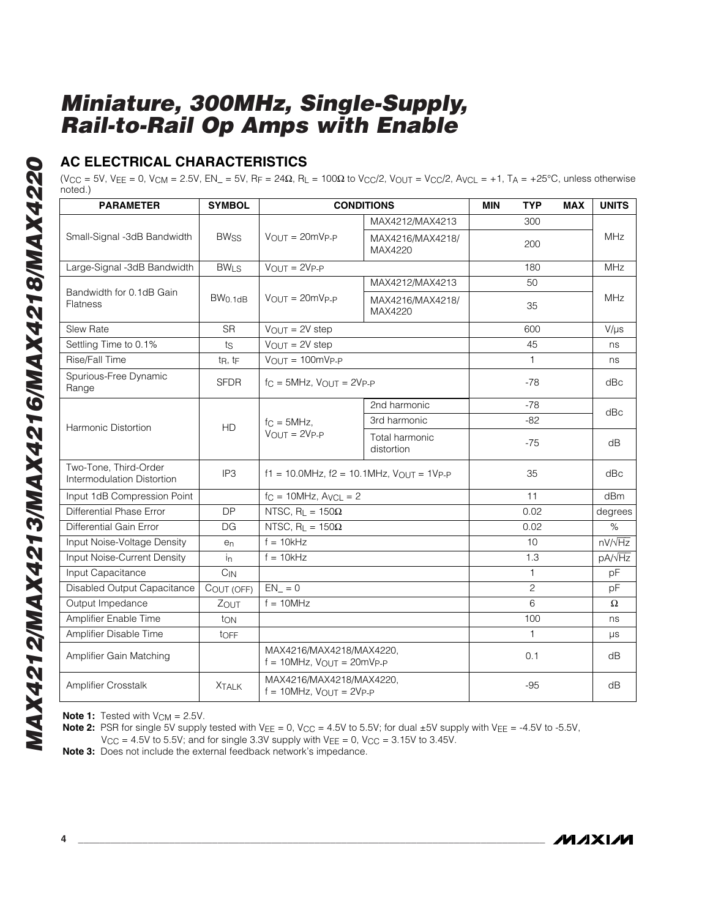# Miniature, 300MHz, Single-Supply, Rail-to-Rail Op Amps with Enable

## AC ELECTRICAL CHARACTERISTICS

($V_{CC}$ = 5V, $V_{EE}$ = 0, $V_{CM}$ = 2.5V, EN_ = 5V, $R_F$ = 24Ω, $R_L$ = 100Ω to $V_{CC}/2$, $V_{OUT}$ = $V_{CC}/2$, $A_{VCL}$ = +1, $T_A$ = +25°C, unless otherwise noted.)

| PARAMETER | SYMBOL | CONDITIONS | | MIN | TYP | MAX | UNITS |
|---|---|---|---|---|---|---|---|
| Small-Signal -3dB Bandwidth | $BW_{SS}$ | $V_{OUT}$ = 20mVP-P | MAX4212/MAX4213 | | 300 | | MHz |
| | | | MAX4216/MAX4218/ MAX4220 | | 200 | | |
| Large-Signal -3dB Bandwidth | $BW_{LS}$ | $V_{OUT}$ = 2VP-P | | | 180 | | MHz |
| Bandwidth for 0.1dB Gain Flatness | $BW_{0.1dB}$ | $V_{OUT}$ = 20mVP-P | MAX4212/MAX4213 | | 50 | | MHz |
| | | | MAX4216/MAX4218/ MAX4220 | | 35 | | |
| Slew Rate | SR | $V_{OUT}$ = 2V step | | | 600 | | V/µs |
| Settling Time to 0.1% | $t_S$ | $V_{OUT}$ = 2V step | | | 45 | | ns |
| Rise/Fall Time | $t_R$, $t_F$ | $V_{OUT}$ = 100mVP-P | | | 1 | | ns |
| Spurious-Free Dynamic Range | SFDR | $f_C$ = 5MHz, $V_{OUT}$ = 2VP-P | | | -78 | | dBc |
| Harmonic Distortion | HD | $f_C$ = 5MHz, $V_{OUT}$ = 2VP-P | 2nd harmonic | | -78 | | dBc |
| | | | 3rd harmonic | | -82 | | |
| | | | Total harmonic distortion | | -75 | | dB |
| Two-Tone, Third-Order Intermodulation Distortion | IP3 | f1 = 10.0MHz, f2 = 10.1MHz, $V_{OUT}$ = 1VP-P | | | 35 | | dBc |
| Input 1dB Compression Point | | $f_C$ = 10MHz, $A_{VCL}$ = 2 | | | 11 | | dBm |
| Differential Phase Error | DP | NTSC, $R_L$ = 150Ω | | | 0.02 | | degrees |
| Differential Gain Error | DG | NTSC, $R_L$ = 150Ω | | | 0.02 | | % |
| Input Noise-Voltage Density | $e_n$ | f = 10kHz | | | 10 | | nV/√Hz |
| Input Noise-Current Density | $i_n$ | f = 10kHz | | | 1.3 | | pA/√Hz |
| Input Capacitance | $C_{IN}$ | | | | 1 | | pF |
| Disabled Output Capacitance | $C_{OUT (OFF)}$ | EN_ = 0 | | | 2 | | pF |
| Output Impedance | $Z_{OUT}$ | f = 10MHz | | | 6 | | Ω |
| Amplifier Enable Time | $t_{ON}$ | | | | 100 | | ns |
| Amplifier Disable Time | $t_{OFF}$ | | | | 1 | | µs |
| Amplifier Gain Matching | | MAX4216/MAX4218/MAX4220, f = 10MHz, $V_{OUT}$ = 20mVP-P | | | 0.1 | | dB |
| Amplifier Crosstalk | $X_{TALK}$ | MAX4216/MAX4218/MAX4220, f = 10MHz, $V_{OUT}$ = 2VP-P | | | -95 | | dB |

**Note 1:** Tested with $V_{CM}$ = 2.5V.

**Note 2:** PSR for single 5V supply tested with $V_{EE}$ = 0, $V_{CC}$ = 4.5V to 5.5V; for dual ±5V supply with $V_{EE}$ = -4.5V to -5.5V, $V_{CC}$ = 4.5V to 5.5V; and for single 3.3V supply with $V_{EE}$ = 0, $V_{CC}$ = 3.15V to 3.45V.

**Note 3:** Does not include the external feedback network's impedance.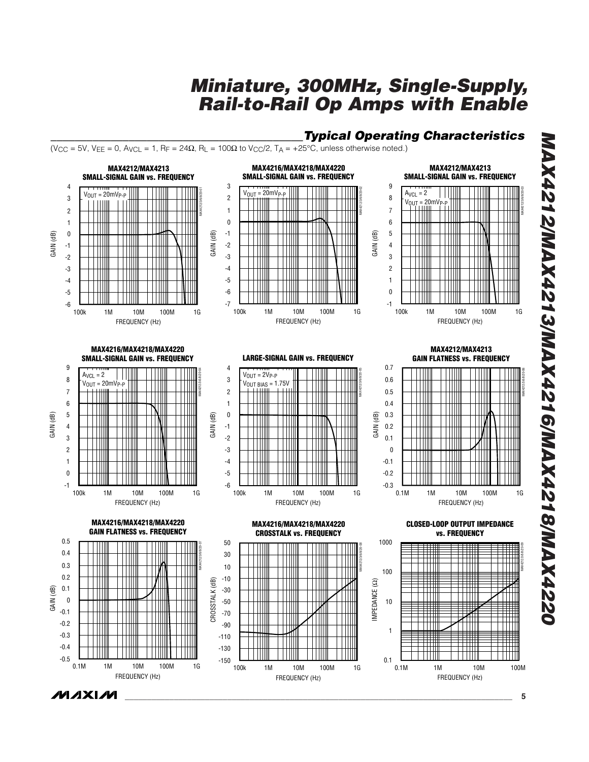## Typical Operating Characteristics

($V_{CC}$ = 5V, $V_{EE}$ = 0, $A_{VCL}$ = 1, $R_F$ = 24Ω, $R_L$ = 100Ω to $V_{CC}/2$, $T_A$ = +25°C, unless otherwise noted.)

**MAX4212/MAX4213 SMALL-SIGNAL GAIN vs. FREQUENCY**

$V_{OUT}$ = 20mV$_{P-P}$

GAIN (dB) vs. FREQUENCY (Hz)

**MAX4216/MAX4218/MAX4220 SMALL-SIGNAL GAIN vs. FREQUENCY**

$V_{OUT}$ = 20mV$_{P-P}$

GAIN (dB) vs. FREQUENCY (Hz)

**MAX4212/MAX4213 SMALL-SIGNAL GAIN vs. FREQUENCY**

$A_{VCL}$ = 2
$V_{OUT}$ = 20mV$_{P-P}$

GAIN (dB) vs. FREQUENCY (Hz)

**MAX4216/MAX4218/MAX4220 SMALL-SIGNAL GAIN vs. FREQUENCY**

$A_{VCL}$ = 2
$V_{OUT}$ = 20mV$_{P-P}$

GAIN (dB) vs. FREQUENCY (Hz)

**LARGE-SIGNAL GAIN vs. FREQUENCY**

$V_{OUT}$ = 2V$_{P-P}$
$V_{OUT\ BIAS}$ = 1.75V

GAIN (dB) vs. FREQUENCY (Hz)

**MAX4212/MAX4213 GAIN FLATNESS vs. FREQUENCY**

GAIN (dB) vs. FREQUENCY (Hz)

**MAX4216/MAX4218/MAX4220 GAIN FLATNESS vs. FREQUENCY**

GAIN (dB) vs. FREQUENCY (Hz)

**MAX4216/MAX4218/MAX4220 CROSSTALK vs. FREQUENCY**

CROSSTALK (dB) vs. FREQUENCY (Hz)

**CLOSED-LOOP OUTPUT IMPEDANCE vs. FREQUENCY**

IMPEDANCE (Ω) vs. FREQUENCY (Hz)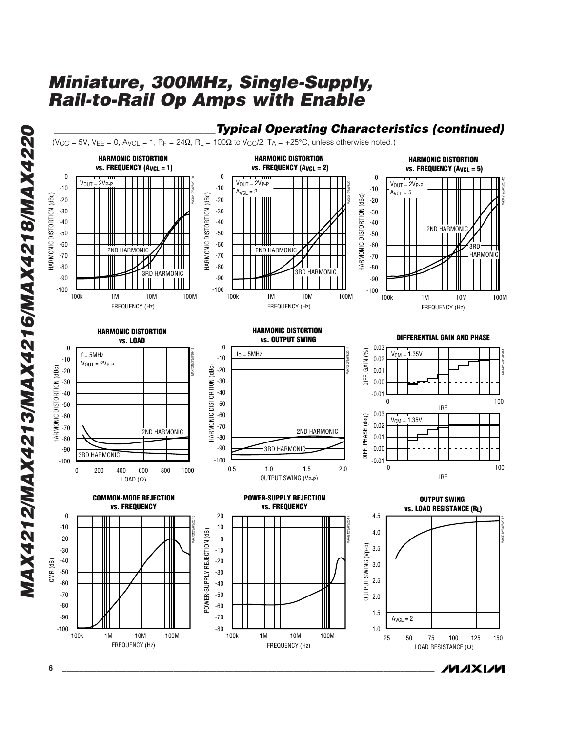## Typical Operating Characteristics (continued)

($V_{CC}$ = 5V, $V_{EE}$ = 0, $A_{VCL}$ = 1, $R_F$ = 24Ω, $R_L$ = 100Ω to $V_{CC}/2$, $T_A$ = +25°C, unless otherwise noted.)

**HARMONIC DISTORTION vs. FREQUENCY ($A_{VCL}$ = 1)**

$V_{OUT}$ = 2$V_{P-P}$

HARMONIC DISTORTION (dBc) vs. FREQUENCY (Hz); curves: 2ND HARMONIC, 3RD HARMONIC

**HARMONIC DISTORTION vs. FREQUENCY ($A_{VCL}$ = 2)**

$V_{OUT}$ = 2$V_{P-P}$, $A_{VCL}$ = 2

HARMONIC DISTORTION (dBc) vs. FREQUENCY (Hz); curves: 2ND HARMONIC, 3RD HARMONIC

**HARMONIC DISTORTION vs. FREQUENCY ($A_{VCL}$ = 5)**

$V_{OUT}$ = 2$V_{P-P}$, $A_{VCL}$ = 5

HARMONIC DISTORTION (dBc) vs. FREQUENCY (Hz); curves: 2ND HARMONIC, 3RD HARMONIC

**HARMONIC DISTORTION vs. LOAD**

f = 5MHz, $V_{OUT}$ = 2$V_{P-P}$

HARMONIC DISTORTION (dBc) vs. LOAD (Ω); curves: 2ND HARMONIC, 3RD HARMONIC

**HARMONIC DISTORTION vs. OUTPUT SWING**

$f_O$ = 5MHz

HARMONIC DISTORTION (dBc) vs. OUTPUT SWING ($V_{P-P}$); curves: 2ND HARMONIC, 3RD HARMONIC

**DIFFERENTIAL GAIN AND PHASE**

$V_{CM}$ = 1.35V

DIFF. GAIN (%) vs. IRE; DIFF. PHASE (deg) vs. IRE

**COMMON-MODE REJECTION vs. FREQUENCY**

CMR (dB) vs. FREQUENCY (Hz)

**POWER-SUPPLY REJECTION vs. FREQUENCY**

POWER-SUPPLY REJECTION (dB) vs. FREQUENCY (Hz)

**OUTPUT SWING vs. LOAD RESISTANCE ($R_L$)**

$A_{VCL}$ = 2

OUTPUT SWING (Vp-p) vs. LOAD RESISTANCE (Ω)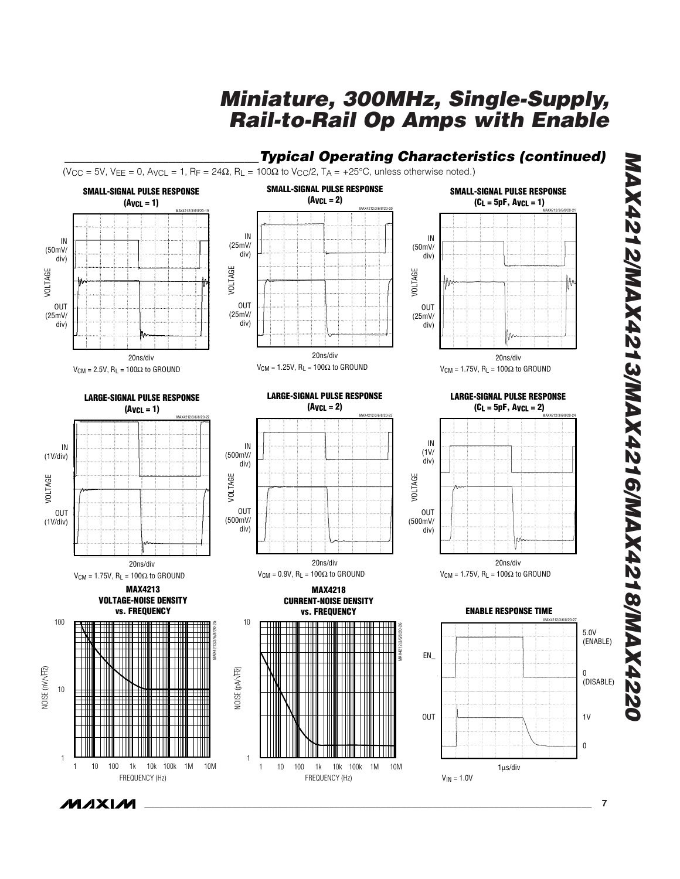## Typical Operating Characteristics (continued)

($V_{CC}$ = 5V, $V_{EE}$ = 0, $A_{VCL}$ = 1, $R_F$ = 24Ω, $R_L$ = 100Ω to $V_{CC}/2$, $T_A$ = +25°C, unless otherwise noted.)

**SMALL-SIGNAL PULSE RESPONSE ($A_{VCL}$ = 1)**

MAX4212/3/6/8/20-19

IN (50mV/div), OUT (25mV/div), VOLTAGE, 20ns/div

$V_{CM}$ = 2.5V, $R_L$ = 100Ω to GROUND

**SMALL-SIGNAL PULSE RESPONSE ($A_{VCL}$ = 2)**

MAX4212/3/6/8/20-20

IN (25mV/div), OUT (25mV/div), VOLTAGE, 20ns/div

$V_{CM}$ = 1.25V, $R_L$ = 100Ω to GROUND

**SMALL-SIGNAL PULSE RESPONSE ($C_L$ = 5pF, $A_{VCL}$ = 1)**

MAX4212/3/6/8/20-21

IN (50mV/div), OUT (25mV/div), VOLTAGE, 20ns/div

$V_{CM}$ = 1.75V, $R_L$ = 100Ω to GROUND

**LARGE-SIGNAL PULSE RESPONSE ($A_{VCL}$ = 1)**

MAX4212/3/6/8/20-22

IN (1V/div), OUT (1V/div), VOLTAGE, 20ns/div

$V_{CM}$ = 1.75V, $R_L$ = 100Ω to GROUND

**LARGE-SIGNAL PULSE RESPONSE ($A_{VCL}$ = 2)**

MAX4212/3/6/8/20-23

IN (500mV/div), OUT (500mV/div), VOLTAGE, 20ns/div

$V_{CM}$ = 0.9V, $R_L$ = 100Ω to GROUND

**LARGE-SIGNAL PULSE RESPONSE ($C_L$ = 5pF, $A_{VCL}$ = 2)**

MAX4212/3/6/8/20-24

IN (1V/div), OUT (500mV/div), VOLTAGE, 20ns/div

$V_{CM}$ = 1.75V, $R_L$ = 100Ω to GROUND

**MAX4213 VOLTAGE-NOISE DENSITY vs. FREQUENCY**

MAX4212/3/6/8/20-25

NOISE (nV/√Hz): 1, 10, 100

FREQUENCY (Hz): 1, 10, 100, 1k, 10k, 100k, 1M, 10M

**MAX4218 CURRENT-NOISE DENSITY vs. FREQUENCY**

MAX4212/3/6/8/20-26

NOISE (pA/√Hz): 1, 10

FREQUENCY (Hz): 1, 10, 100, 1k, 10k, 100k, 1M, 10M

**ENABLE RESPONSE TIME**

MAX4212/3/6/8/20-27

EN_: 5.0V (ENABLE), 0 (DISABLE)

OUT: 1V, 0

1µs/div

$V_{IN}$ = 1.0V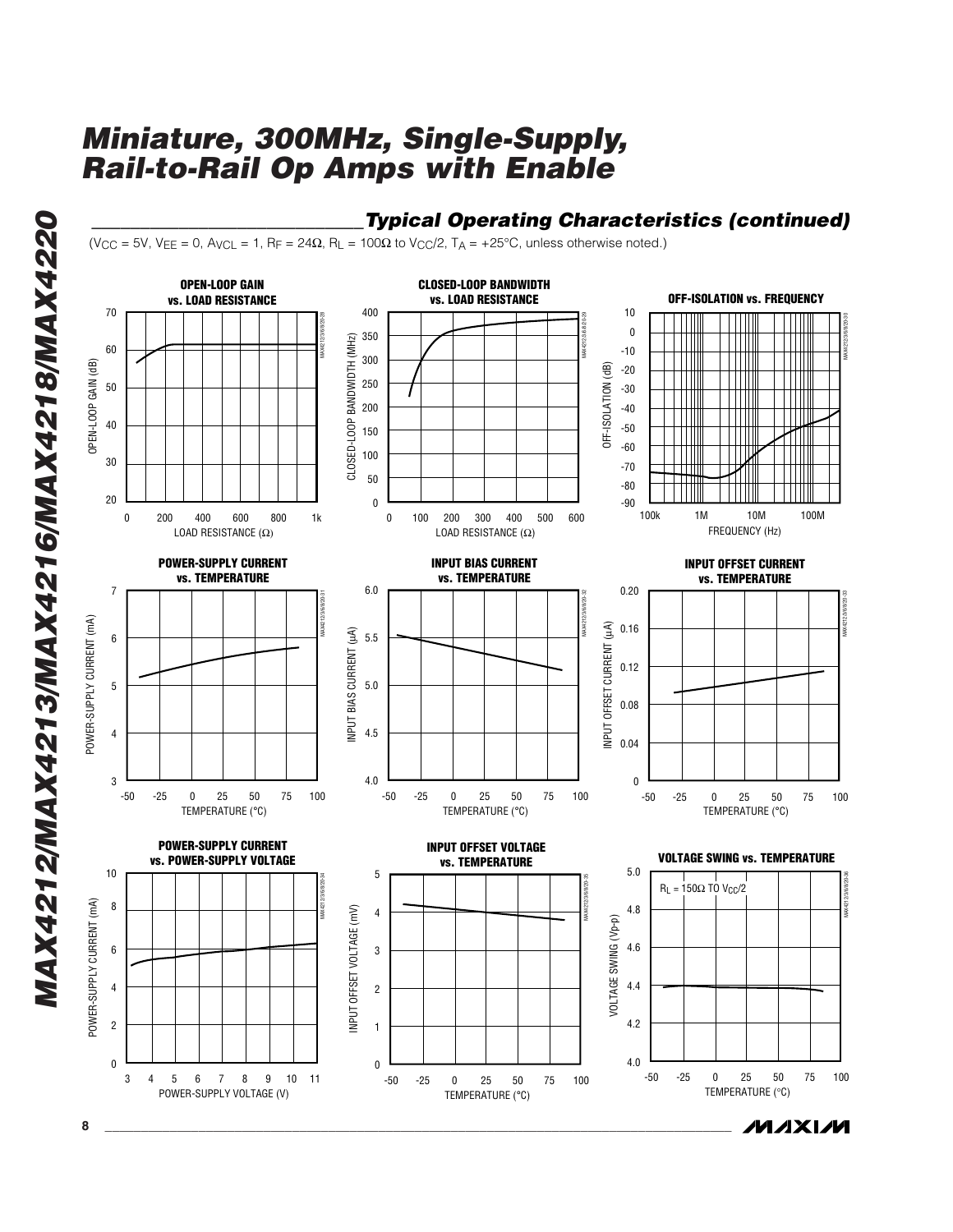# Miniature, 300MHz, Single-Supply, Rail-to-Rail Op Amps with Enable

## Typical Operating Characteristics (continued)

($V_{CC}$ = 5V, $V_{EE}$ = 0, $A_{VCL}$ = 1, $R_F$ = 24Ω, $R_L$ = 100Ω to $V_{CC}/2$, $T_A$ = +25°C, unless otherwise noted.)

**OPEN-LOOP GAIN vs. LOAD RESISTANCE**

**CLOSED-LOOP BANDWIDTH vs. LOAD RESISTANCE**

**OFF-ISOLATION vs. FREQUENCY**

**POWER-SUPPLY CURRENT vs. TEMPERATURE**

**INPUT BIAS CURRENT vs. TEMPERATURE**

**INPUT OFFSET CURRENT vs. TEMPERATURE**

**POWER-SUPPLY CURRENT vs. POWER-SUPPLY VOLTAGE**

**INPUT OFFSET VOLTAGE vs. TEMPERATURE**

**VOLTAGE SWING vs. TEMPERATURE**

$R_L$ = 150Ω TO $V_{CC}/2$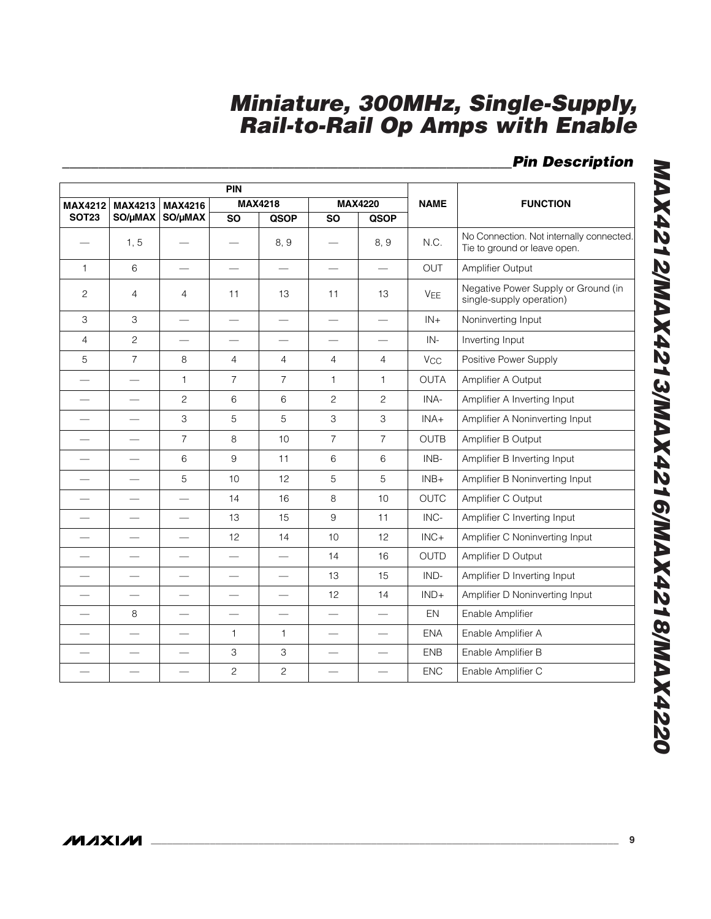## Pin Description

| PIN | | | | | | | NAME | FUNCTION |
|---|---|---|---|---|---|---|---|---|
| MAX4212 | MAX4213 | MAX4216 | MAX4218 | | MAX4220 | | | |
| SOT23 | SO/μMAX | SO/μMAX | SO | QSOP | SO | QSOP | | |
| — | 1, 5 | — | — | 8, 9 | — | 8, 9 | N.C. | No Connection. Not internally connected. Tie to ground or leave open. |
| 1 | 6 | — | — | — | — | — | OUT | Amplifier Output |
| 2 | 4 | 4 | 11 | 13 | 11 | 13 | $V_{EE}$ | Negative Power Supply or Ground (in single-supply operation) |
| 3 | 3 | — | — | — | — | — | IN+ | Noninverting Input |
| 4 | 2 | — | — | — | — | — | IN- | Inverting Input |
| 5 | 7 | 8 | 4 | 4 | 4 | 4 | $V_{CC}$ | Positive Power Supply |
| — | — | 1 | 7 | 7 | 1 | 1 | OUTA | Amplifier A Output |
| — | — | 2 | 6 | 6 | 2 | 2 | INA- | Amplifier A Inverting Input |
| — | — | 3 | 5 | 5 | 3 | 3 | INA+ | Amplifier A Noninverting Input |
| — | — | 7 | 8 | 10 | 7 | 7 | OUTB | Amplifier B Output |
| — | — | 6 | 9 | 11 | 6 | 6 | INB- | Amplifier B Inverting Input |
| — | — | 5 | 10 | 12 | 5 | 5 | INB+ | Amplifier B Noninverting Input |
| — | — | — | 14 | 16 | 8 | 10 | OUTC | Amplifier C Output |
| — | — | — | 13 | 15 | 9 | 11 | INC- | Amplifier C Inverting Input |
| — | — | — | 12 | 14 | 10 | 12 | INC+ | Amplifier C Noninverting Input |
| — | — | — | — | — | 14 | 16 | OUTD | Amplifier D Output |
| — | — | — | — | — | 13 | 15 | IND- | Amplifier D Inverting Input |
| — | — | — | — | — | 12 | 14 | IND+ | Amplifier D Noninverting Input |
| — | 8 | — | — | — | — | — | EN | Enable Amplifier |
| — | — | — | 1 | 1 | — | — | ENA | Enable Amplifier A |
| — | — | — | 3 | 3 | — | — | ENB | Enable Amplifier B |
| — | — | — | 2 | 2 | — | — | ENC | Enable Amplifier C |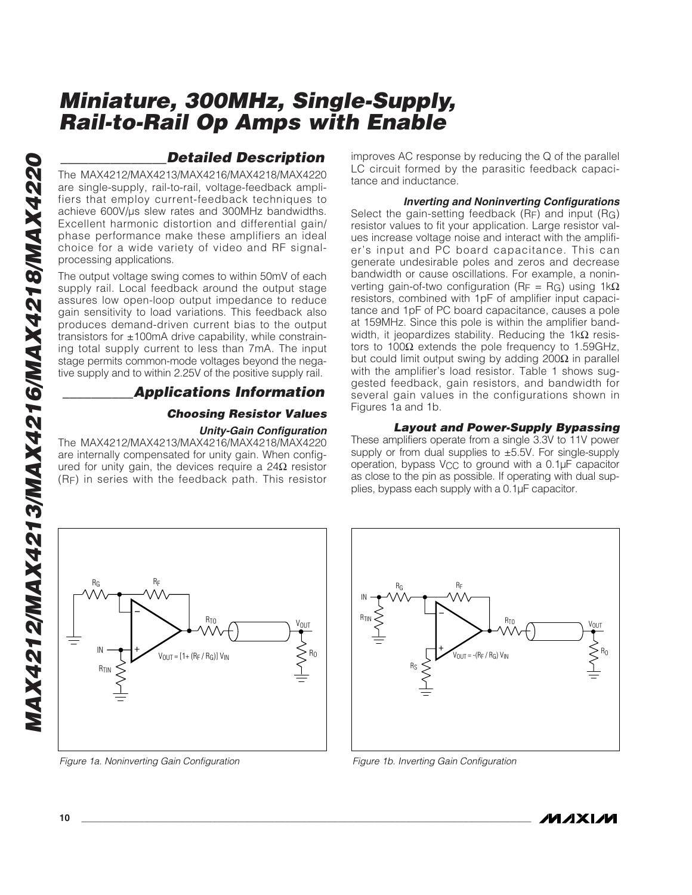## Detailed Description

The MAX4212/MAX4213/MAX4216/MAX4218/MAX4220 are single-supply, rail-to-rail, voltage-feedback amplifiers that employ current-feedback techniques to achieve 600V/µs slew rates and 300MHz bandwidths. Excellent harmonic distortion and differential gain/phase performance make these amplifiers an ideal choice for a wide variety of video and RF signal-processing applications.

The output voltage swing comes to within 50mV of each supply rail. Local feedback around the output stage assures low open-loop output impedance to reduce gain sensitivity to load variations. This feedback also produces demand-driven current bias to the output transistors for ±100mA drive capability, while constraining total supply current to less than 7mA. The input stage permits common-mode voltages beyond the negative supply and to within 2.25V of the positive supply rail.

## Applications Information

### Choosing Resistor Values

#### Unity-Gain Configuration

The MAX4212/MAX4213/MAX4216/MAX4218/MAX4220 are internally compensated for unity gain. When configured for unity gain, the devices require a 24Ω resistor ($R_F$) in series with the feedback path. This resistor improves AC response by reducing the Q of the parallel LC circuit formed by the parasitic feedback capacitance and inductance.

#### Inverting and Noninverting Configurations

Select the gain-setting feedback ($R_F$) and input ($R_G$) resistor values to fit your application. Large resistor values increase voltage noise and interact with the amplifier's input and PC board capacitance. This can generate undesirable poles and zeros and decrease bandwidth or cause oscillations. For example, a noninverting gain-of-two configuration ($R_F = R_G$) using 1kΩ resistors, combined with 1pF of amplifier input capacitance and 1pF of PC board capacitance, causes a pole at 159MHz. Since this pole is within the amplifier bandwidth, it jeopardizes stability. Reducing the 1kΩ resistors to 100Ω extends the pole frequency to 1.59GHz, but could limit output swing by adding 200Ω in parallel with the amplifier's load resistor. Table 1 shows suggested feedback, gain resistors, and bandwidth for several gain values in the configurations shown in Figures 1a and 1b.

### Layout and Power-Supply Bypassing

These amplifiers operate from a single 3.3V to 11V power supply or from dual supplies to ±5.5V. For single-supply operation, bypass $V_{CC}$ to ground with a 0.1µF capacitor as close to the pin as possible. If operating with dual supplies, bypass each supply with a 0.1µF capacitor.

$V_{OUT} = [1 + (R_F / R_G)] V_{IN}$

Figure 1a. Noninverting Gain Configuration

$V_{OUT} = -(R_F / R_G) V_{IN}$

Figure 1b. Inverting Gain Configuration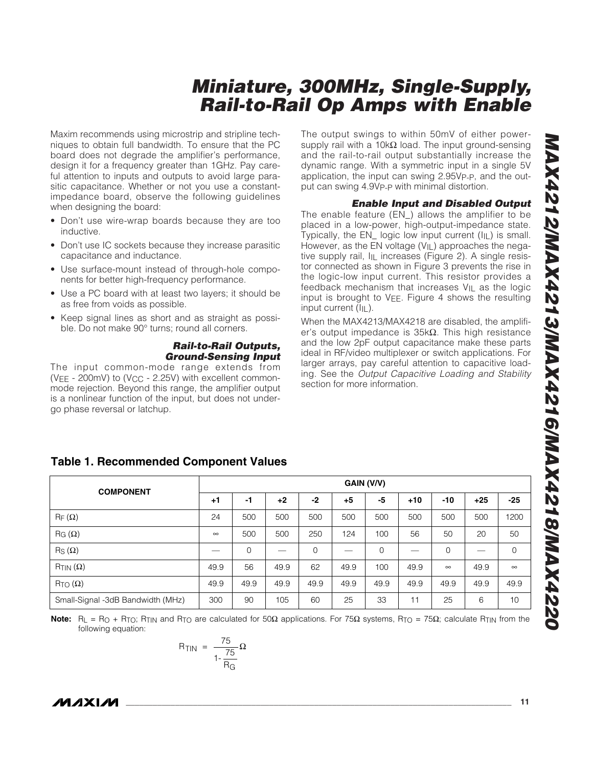Maxim recommends using microstrip and stripline techniques to obtain full bandwidth. To ensure that the PC board does not degrade the amplifier's performance, design it for a frequency greater than 1GHz. Pay careful attention to inputs and outputs to avoid large parasitic capacitance. Whether or not you use a constant-impedance board, observe the following guidelines when designing the board:

- Don't use wire-wrap boards because they are too inductive.
- Don't use IC sockets because they increase parasitic capacitance and inductance.
- Use surface-mount instead of through-hole components for better high-frequency performance.
- Use a PC board with at least two layers; it should be as free from voids as possible.
- Keep signal lines as short and as straight as possible. Do not make 90° turns; round all corners.

### *Rail-to-Rail Outputs, Ground-Sensing Input*

The input common-mode range extends from ($V_{EE}$ - 200mV) to ($V_{CC}$ - 2.25V) with excellent common-mode rejection. Beyond this range, the amplifier output is a nonlinear function of the input, but does not undergo phase reversal or latchup.

The output swings to within 50mV of either power-supply rail with a 10kΩ load. The input ground-sensing and the rail-to-rail output substantially increase the dynamic range. With a symmetric input in a single 5V application, the input can swing $2.95V_{P-P}$, and the output can swing $4.9V_{P-P}$ with minimal distortion.

### *Enable Input and Disabled Output*

The enable feature (EN_) allows the amplifier to be placed in a low-power, high-output-impedance state. Typically, the EN_ logic low input current ($I_{IL}$) is small. However, as the EN voltage ($V_{IL}$) approaches the negative supply rail, $I_{IL}$ increases (Figure 2). A single resistor connected as shown in Figure 3 prevents the rise in the logic-low input current. This resistor provides a feedback mechanism that increases $V_{IL}$ as the logic input is brought to $V_{EE}$. Figure 4 shows the resulting input current ($I_{IL}$).

When the MAX4213/MAX4218 are disabled, the amplifier's output impedance is 35kΩ. This high resistance and the low 2pF output capacitance make these parts ideal in RF/video multiplexer or switch applications. For larger arrays, pay careful attention to capacitive loading. See the *Output Capacitive Loading and Stability* section for more information.

## Table 1. Recommended Component Values

| COMPONENT | GAIN (V/V) | | | | | | | | | |
|---|---|---|---|---|---|---|---|---|---|---|
| | +1 | -1 | +2 | -2 | +5 | -5 | +10 | -10 | +25 | -25 |
| $R_F$ (Ω) | 24 | 500 | 500 | 500 | 500 | 500 | 500 | 500 | 500 | 1200 |
| $R_G$ (Ω) | ∞ | 500 | 500 | 250 | 124 | 100 | 56 | 50 | 20 | 50 |
| $R_S$ (Ω) | — | 0 | — | 0 | — | 0 | — | 0 | — | 0 |
| $R_{TIN}$ (Ω) | 49.9 | 56 | 49.9 | 62 | 49.9 | 100 | 49.9 | ∞ | 49.9 | ∞ |
| $R_{TO}$ (Ω) | 49.9 | 49.9 | 49.9 | 49.9 | 49.9 | 49.9 | 49.9 | 49.9 | 49.9 | 49.9 |
| Small-Signal -3dB Bandwidth (MHz) | 300 | 90 | 105 | 60 | 25 | 33 | 11 | 25 | 6 | 10 |

**Note:** $R_L = R_O + R_{TO}$; $R_{TIN}$ and $R_{TO}$ are calculated for 50Ω applications. For 75Ω systems, $R_{TO}$ = 75Ω; calculate $R_{TIN}$ from the following equation:

$$R_{TIN} = \frac{75}{1 - \frac{75}{R_G}} \Omega$$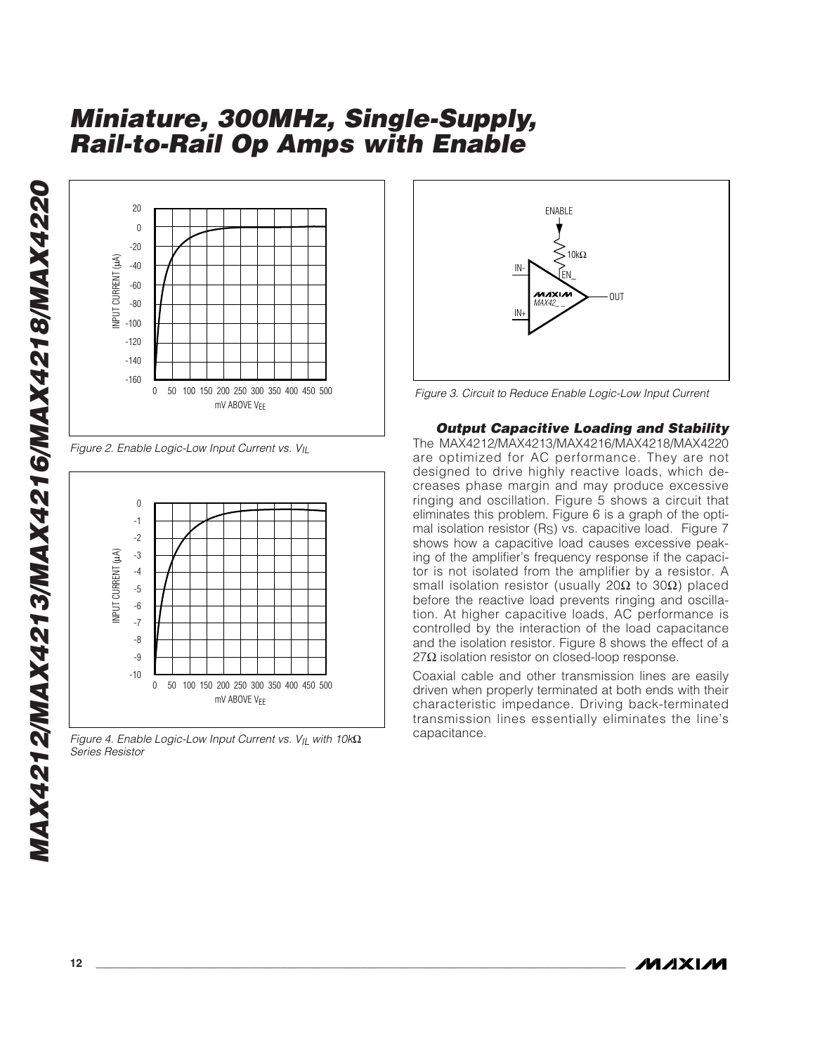Figure 2. Enable Logic-Low Input Current vs. $V_{IL}$

Figure 4. Enable Logic-Low Input Current vs. $V_{IL}$ with 10kΩ Series Resistor

Figure 3. Circuit to Reduce Enable Logic-Low Input Current

### Output Capacitive Loading and Stability

The MAX4212/MAX4213/MAX4216/MAX4218/MAX4220 are optimized for AC performance. They are not designed to drive highly reactive loads, which decreases phase margin and may produce excessive ringing and oscillation. Figure 5 shows a circuit that eliminates this problem. Figure 6 is a graph of the optimal isolation resistor ($R_S$) vs. capacitive load. Figure 7 shows how a capacitive load causes excessive peaking of the amplifier's frequency response if the capacitor is not isolated from the amplifier by a resistor. A small isolation resistor (usually 20Ω to 30Ω) placed before the reactive load prevents ringing and oscillation. At higher capacitive loads, AC performance is controlled by the interaction of the load capacitance and the isolation resistor. Figure 8 shows the effect of a 27Ω isolation resistor on closed-loop response.

Coaxial cable and other transmission lines are easily driven when properly terminated at both ends with their characteristic impedance. Driving back-terminated transmission lines essentially eliminates the line's capacitance.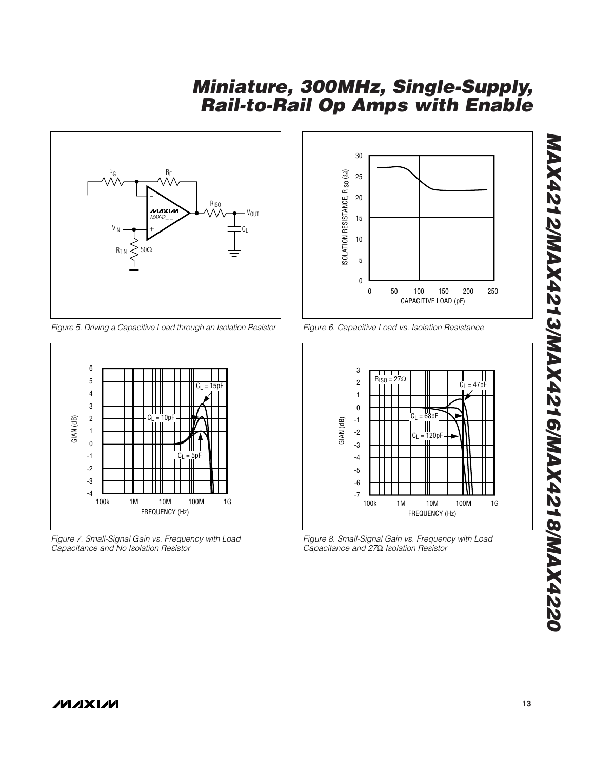Figure 5. Driving a Capacitive Load through an Isolation Resistor

Figure 6. Capacitive Load vs. Isolation Resistance

Figure 7. Small-Signal Gain vs. Frequency with Load Capacitance and No Isolation Resistor

Figure 8. Small-Signal Gain vs. Frequency with Load Capacitance and 27Ω Isolation Resistor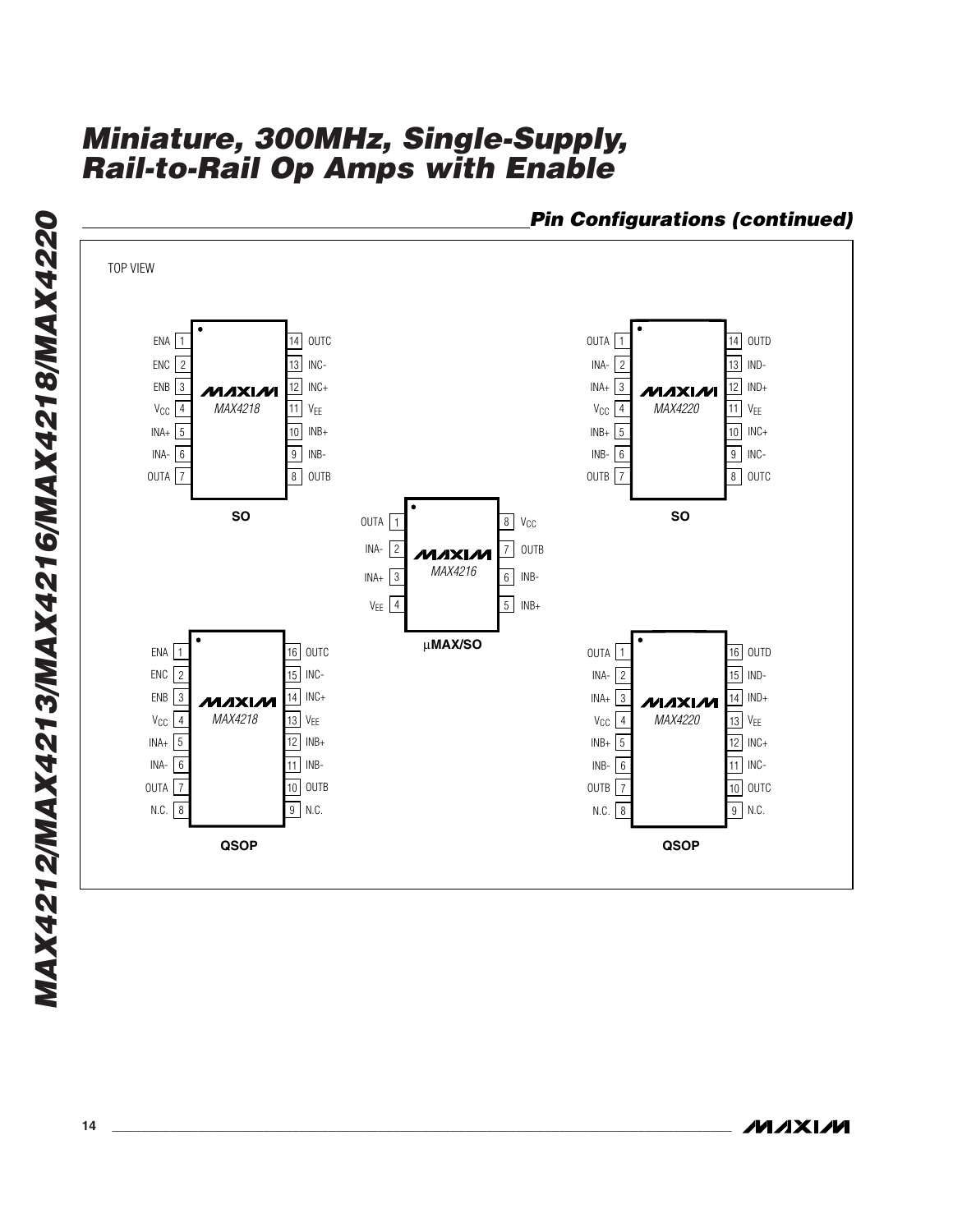## Pin Configurations (continued)

TOP VIEW

**MAX4218 — SO**

| Pin | Name | Pin | Name |
|---|---|---|---|
| 1 | ENA | 14 | OUTC |
| 2 | ENC | 13 | INC- |
| 3 | ENB | 12 | INC+ |
| 4 | $V_{CC}$ | 11 | $V_{EE}$ |
| 5 | INA+ | 10 | INB+ |
| 6 | INA- | 9 | INB- |
| 7 | OUTA | 8 | OUTB |

**MAX4220 — SO**

| Pin | Name | Pin | Name |
|---|---|---|---|
| 1 | OUTA | 14 | OUTD |
| 2 | INA- | 13 | IND- |
| 3 | INA+ | 12 | IND+ |
| 4 | $V_{CC}$ | 11 | $V_{EE}$ |
| 5 | INB+ | 10 | INC+ |
| 6 | INB- | 9 | INC- |
| 7 | OUTB | 8 | OUTC |

**MAX4216 — μMAX/SO**

| Pin | Name | Pin | Name |
|---|---|---|---|
| 1 | OUTA | 8 | $V_{CC}$ |
| 2 | INA- | 7 | OUTB |
| 3 | INA+ | 6 | INB- |
| 4 | $V_{EE}$ | 5 | INB+ |

**MAX4218 — QSOP**

| Pin | Name | Pin | Name |
|---|---|---|---|
| 1 | ENA | 16 | OUTC |
| 2 | ENC | 15 | INC- |
| 3 | ENB | 14 | INC+ |
| 4 | $V_{CC}$ | 13 | $V_{EE}$ |
| 5 | INA+ | 12 | INB+ |
| 6 | INA- | 11 | INB- |
| 7 | OUTA | 10 | OUTB |
| 8 | N.C. | 9 | N.C. |

**MAX4220 — QSOP**

| Pin | Name | Pin | Name |
|---|---|---|---|
| 1 | OUTA | 16 | OUTD |
| 2 | INA- | 15 | IND- |
| 3 | INA+ | 14 | IND+ |
| 4 | $V_{CC}$ | 13 | $V_{EE}$ |
| 5 | INB+ | 12 | INC+ |
| 6 | INB- | 11 | INC- |
| 7 | OUTB | 10 | OUTC |
| 8 | N.C. | 9 | N.C. |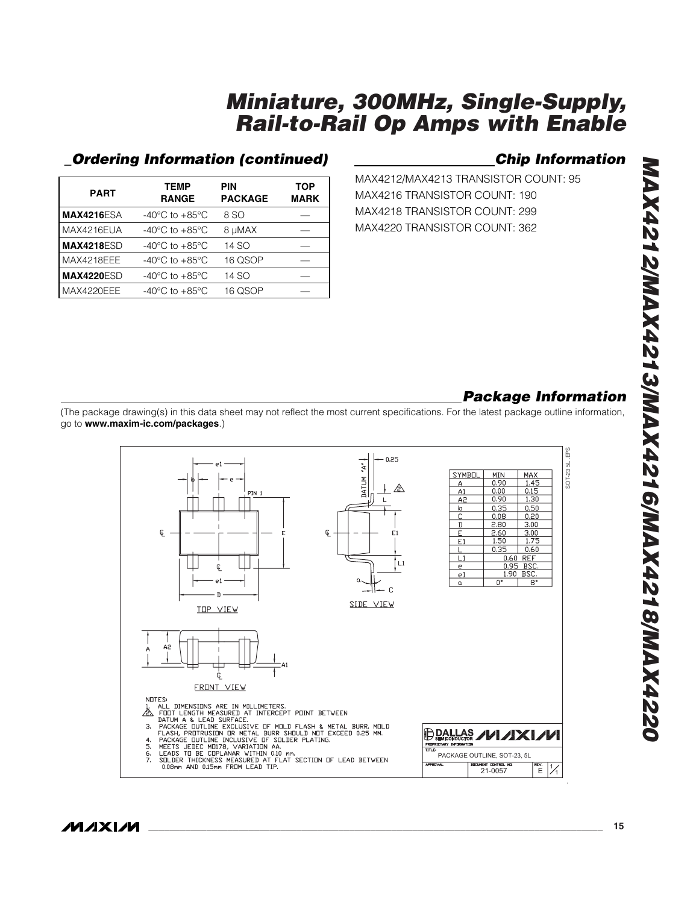## Ordering Information (continued)

| PART | TEMP RANGE | PIN PACKAGE | TOP MARK |
|---|---|---|---|
| **MAX4216**ESA | -40°C to +85°C | 8 SO | — |
| MAX4216EUA | -40°C to +85°C | 8 μMAX | — |
| **MAX4218**ESD | -40°C to +85°C | 14 SO | — |
| MAX4218EEE | -40°C to +85°C | 16 QSOP | — |
| **MAX4220**ESD | -40°C to +85°C | 14 SO | — |
| MAX4220EEE | -40°C to +85°C | 16 QSOP | — |

## Chip Information

MAX4212/MAX4213 TRANSISTOR COUNT: 95

MAX4216 TRANSISTOR COUNT: 190

MAX4218 TRANSISTOR COUNT: 299

MAX4220 TRANSISTOR COUNT: 362

## Package Information

(The package drawing(s) in this data sheet may not reflect the most current specifications. For the latest package outline information, go to **www.maxim-ic.com/packages**.)

| SYMBOL | MIN | MAX |
|---|---|---|
| A | 0.90 | 1.45 |
| A1 | 0.00 | 0.15 |
| A2 | 0.90 | 1.30 |
| b | 0.35 | 0.50 |
| C | 0.08 | 0.20 |
| D | 2.80 | 3.00 |
| E | 2.60 | 3.00 |
| E1 | 1.50 | 1.75 |
| L | 0.35 | 0.60 |
| L1 | 0.60 REF | |
| e | 0.95 BSC. | |
| e1 | 1.90 BSC. | |
| α | 0° | 8° |

NOTES:

1. ALL DIMENSIONS ARE IN MILLIMETERS.
2. FOOT LENGTH MEASURED AT INTERCEPT POINT BETWEEN DATUM A & LEAD SURFACE.
3. PACKAGE OUTLINE EXCLUSIVE OF MOLD FLASH & METAL BURR. MOLD FLASH, PROTRUSION OR METAL BURR SHOULD NOT EXCEED 0.25 MM.
4. PACKAGE OUTLINE INCLUSIVE OF SOLDER PLATING.
5. MEETS JEDEC MO178, VARIATION AA.
6. LEADS TO BE COPLANAR WITHIN 0.10 mm.
7. SOLDER THICKNESS MEASURED AT FLAT SECTION OF LEAD BETWEEN 0.08mm AND 0.15mm FROM LEAD TIP.

TITLE: PACKAGE OUTLINE, SOT-23, 5L

DOCUMENT CONTROL NO. 21-0057 REV. E 1/1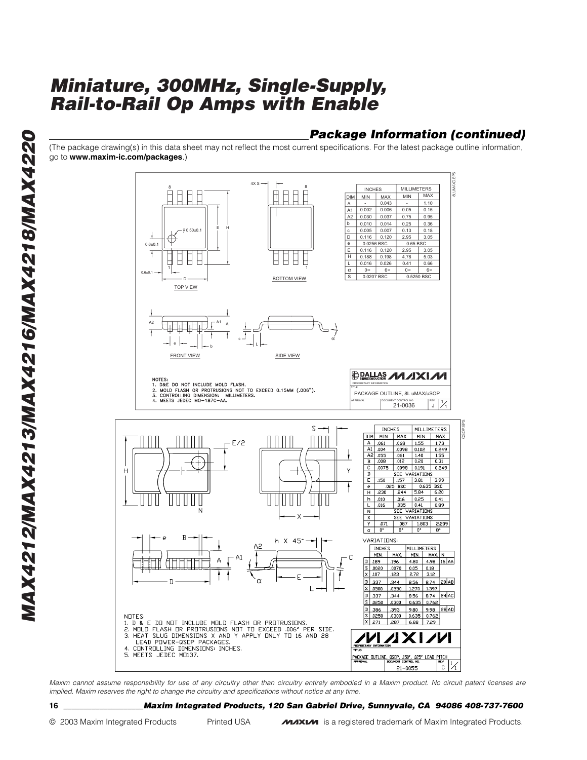## Package Information (continued)

(The package drawing(s) in this data sheet may not reflect the most current specifications. For the latest package outline information, go to **www.maxim-ic.com/packages**.)

| DIM | INCHES MIN | INCHES MAX | MILLIMETERS MIN | MILLIMETERS MAX |
|---|---|---|---|---|
| A | - | 0.043 | - | 1.10 |
| A1 | 0.002 | 0.006 | 0.05 | 0.15 |
| A2 | 0.030 | 0.037 | 0.75 | 0.95 |
| b | 0.010 | 0.014 | 0.25 | 0.36 |
| c | 0.005 | 0.007 | 0.13 | 0.18 |
| D | 0.116 | 0.120 | 2.95 | 3.05 |
| e | 0.0256 BSC | | 0.65 BSC | |
| E | 0.116 | 0.120 | 2.95 | 3.05 |
| H | 0.188 | 0.198 | 4.78 | 5.03 |
| L | 0.016 | 0.026 | 0.41 | 0.66 |
| α | 0° | 6° | 0° | 6° |
| S | 0.0207 BSC | | 0.5250 BSC | |

TOP VIEW

BOTTOM VIEW

FRONT VIEW

SIDE VIEW

NOTES:
1. D&E DO NOT INCLUDE MOLD FLASH.
2. MOLD FLASH OR PROTRUSIONS NOT TO EXCEED 0.15MM (.006").
3. CONTROLLING DIMENSION: MILLIMETERS.
4. MEETS JEDEC MO-187C-AA.

PACKAGE OUTLINE, 8L uMAX/uSOP

DOCUMENT CONTROL NO. 21-0036 REV. J 1/1

| DIM | INCHES MIN | INCHES MAX | MILLIMETERS MIN | MILLIMETERS MAX |
|---|---|---|---|---|
| A | .061 | .068 | 1.55 | 1.73 |
| A1 | .004 | .0098 | 0.102 | 0.249 |
| A2 | .055 | .061 | 1.40 | 1.55 |
| B | .008 | .012 | 0.20 | 0.31 |
| C | .0075 | .0098 | 0.191 | 0.249 |
| D | SEE VARIATIONS | | | |
| E | .150 | .157 | 3.81 | 3.99 |
| e | .025 BSC | | 0.635 BSC | |
| H | .230 | .244 | 5.84 | 6.20 |
| h | .010 | .016 | 0.25 | 0.41 |
| L | .016 | .035 | 0.41 | 0.89 |
| N | SEE VARIATIONS | | | |
| X | SEE VARIATIONS | | | |
| Y | .071 | .087 | 1.803 | 2.209 |
| α | 0° | 8° | 0° | 8° |

VARIATIONS:

| | INCHES MIN. | INCHES MAX. | MILLIMETERS MIN. | MILLIMETERS MAX. | N | |
|---|---|---|---|---|---|---|
| D | .189 | .196 | 4.80 | 4.98 | 16 | AA |
| S | .0020 | .0070 | 0.05 | 0.18 | | |
| X | .107 | .123 | 2.72 | 3.12 | | |
| D | .337 | .344 | 8.56 | 8.74 | 20 | AB |
| S | .0500 | .0550 | 1.270 | 1.397 | | |
| D | .337 | .344 | 8.56 | 8.74 | 24 | AC |
| S | .0250 | .0300 | 0.635 | 0.762 | | |
| D | .386 | .393 | 9.80 | 9.98 | 28 | AD |
| S | .0250 | .0300 | 0.635 | 0.762 | | |
| X | .271 | .287 | 6.88 | 7.29 | | |

NOTES:
1. D & E DO NOT INCLUDE MOLD FLASH OR PROTRUSIONS.
2. MOLD FLASH OR PROTRUSIONS NOT TO EXCEED .006" PER SIDE.
3. HEAT SLUG DIMENSIONS X AND Y APPLY ONLY TO 16 AND 28 LEAD POWER-QSOP PACKAGES.
4. CONTROLLING DIMENSIONS: INCHES.
5. MEETS JEDEC MO137.

PACKAGE OUTLINE, QSOP, .150", .025" LEAD PITCH

DOCUMENT CONTROL NO. 21-0055 REV. C 1/1

*Maxim cannot assume responsibility for use of any circuitry other than circuitry entirely embodied in a Maxim product. No circuit patent licenses are implied. Maxim reserves the right to change the circuitry and specifications without notice at any time.*

***Maxim Integrated Products, 120 San Gabriel Drive, Sunnyvale, CA 94086 408-737-7600***

© 2003 Maxim Integrated Products Printed USA MAXIM is a registered trademark of Maxim Integrated Products.